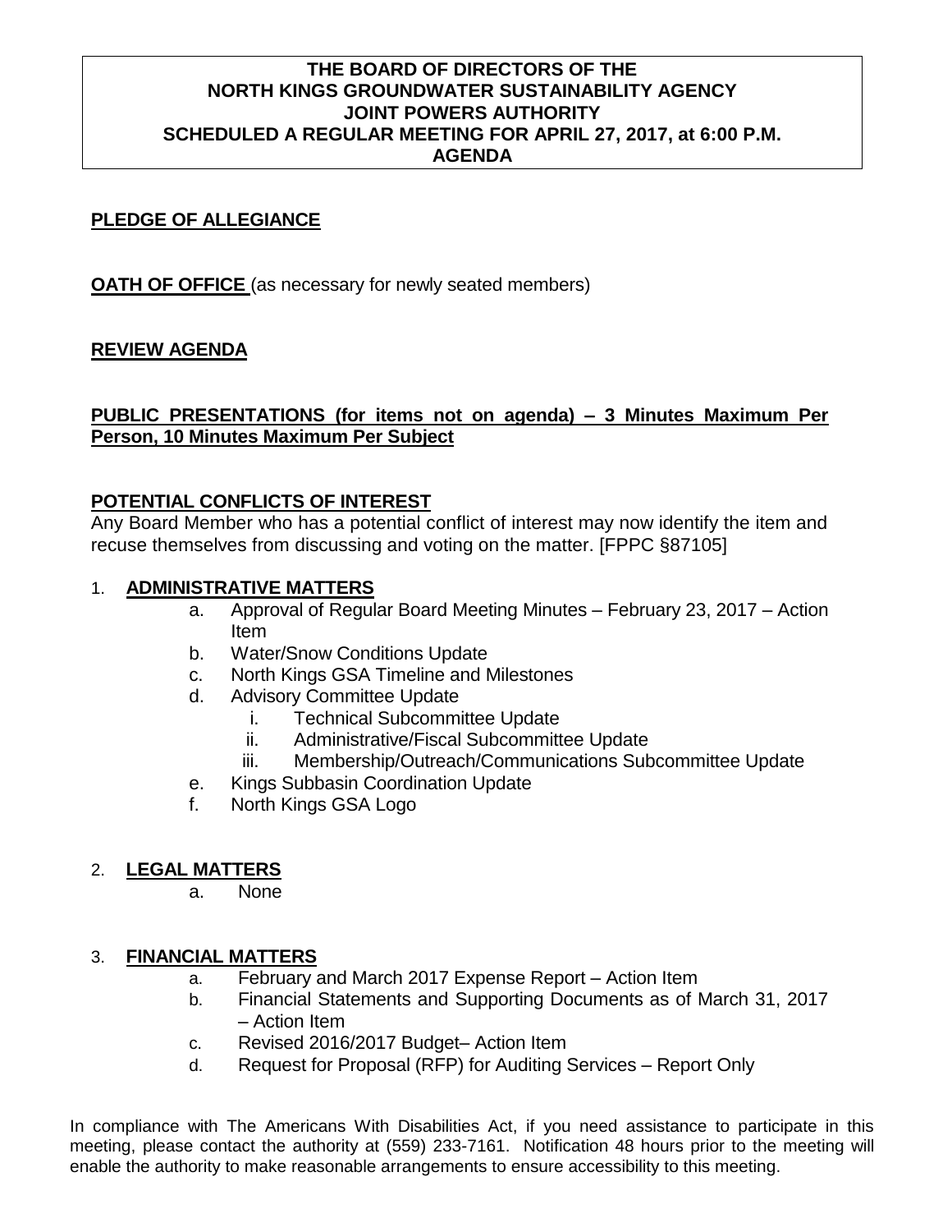**THE BOARD OF DIRECTORS OF THE NORTH KINGS GROUNDWATER SUSTAINABILITY AGENCY JOINT POWERS AUTHORITY SCHEDULED A REGULAR MEETING FOR APRIL 27, 2017, at 6:00 P.M. AGENDA**

## PLEDGE OF ALLEGIANCE

**OATH OF OFFICE** (as necessary for newly seated members)

## REVIEW AGENDA

## PUBLIC PRESENTATIONS (for items not on agenda) – 3 Minutes Maximum Per Person, 10 Minutes Maximum Per Subject

## POTENTIAL CONFLICTS OF INTEREST

Any Board Member who has a potential conflict of interest may now identify the item and recuse themselves from discussing and voting on the matter. [FPPC §87105]

1. **ADMINISTRATIVE MATTERS**
   a. Approval of Regular Board Meeting Minutes – February 23, 2017 – Action Item
   b. Water/Snow Conditions Update
   c. North Kings GSA Timeline and Milestones
   d. Advisory Committee Update
      i. Technical Subcommittee Update
      ii. Administrative/Fiscal Subcommittee Update
      iii. Membership/Outreach/Communications Subcommittee Update
   e. Kings Subbasin Coordination Update
   f. North Kings GSA Logo

2. **LEGAL MATTERS**
   a. None

3. **FINANCIAL MATTERS**
   a. February and March 2017 Expense Report – Action Item
   b. Financial Statements and Supporting Documents as of March 31, 2017 – Action Item
   c. Revised 2016/2017 Budget– Action Item
   d. Request for Proposal (RFP) for Auditing Services – Report Only

In compliance with The Americans With Disabilities Act, if you need assistance to participate in this meeting, please contact the authority at (559) 233-7161. Notification 48 hours prior to the meeting will enable the authority to make reasonable arrangements to ensure accessibility to this meeting.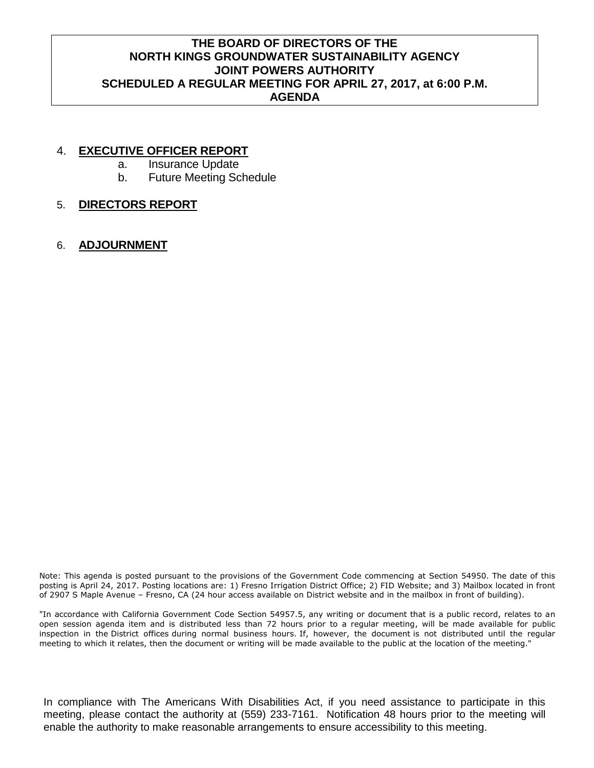**THE BOARD OF DIRECTORS OF THE**
**NORTH KINGS GROUNDWATER SUSTAINABILITY AGENCY**
**JOINT POWERS AUTHORITY**
**SCHEDULED A REGULAR MEETING FOR APRIL 27, 2017, at 6:00 P.M.**
**AGENDA**

4. **EXECUTIVE OFFICER REPORT**
   a. Insurance Update
   b. Future Meeting Schedule

5. **DIRECTORS REPORT**

6. **ADJOURNMENT**

Note: This agenda is posted pursuant to the provisions of the Government Code commencing at Section 54950. The date of this posting is April 24, 2017. Posting locations are: 1) Fresno Irrigation District Office; 2) FID Website; and 3) Mailbox located in front of 2907 S Maple Avenue – Fresno, CA (24 hour access available on District website and in the mailbox in front of building).

"In accordance with California Government Code Section 54957.5, any writing or document that is a public record, relates to an open session agenda item and is distributed less than 72 hours prior to a regular meeting, will be made available for public inspection in the District offices during normal business hours. If, however, the document is not distributed until the regular meeting to which it relates, then the document or writing will be made available to the public at the location of the meeting."

In compliance with The Americans With Disabilities Act, if you need assistance to participate in this meeting, please contact the authority at (559) 233-7161. Notification 48 hours prior to the meeting will enable the authority to make reasonable arrangements to ensure accessibility to this meeting.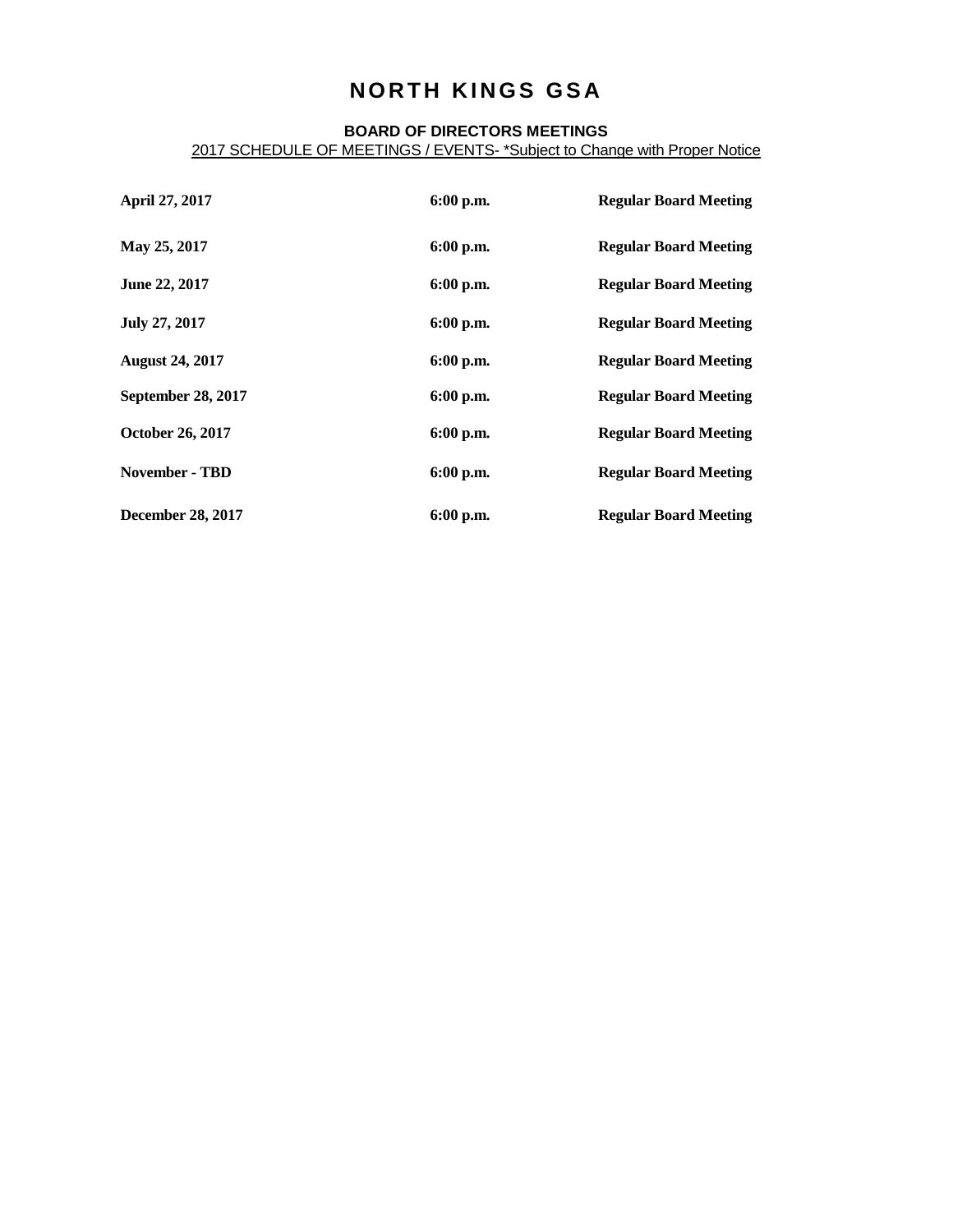# NORTH KINGS GSA

**BOARD OF DIRECTORS MEETINGS**

2017 SCHEDULE OF MEETINGS / EVENTS- *Subject to Change with Proper Notice

| | | |
|---|---|---|
| **April 27, 2017** | **6:00 p.m.** | **Regular Board Meeting** |
| **May 25, 2017** | **6:00 p.m.** | **Regular Board Meeting** |
| **June 22, 2017** | **6:00 p.m.** | **Regular Board Meeting** |
| **July 27, 2017** | **6:00 p.m.** | **Regular Board Meeting** |
| **August 24, 2017** | **6:00 p.m.** | **Regular Board Meeting** |
| **September 28, 2017** | **6:00 p.m.** | **Regular Board Meeting** |
| **October 26, 2017** | **6:00 p.m.** | **Regular Board Meeting** |
| **November - TBD** | **6:00 p.m.** | **Regular Board Meeting** |
| **December 28, 2017** | **6:00 p.m.** | **Regular Board Meeting** |